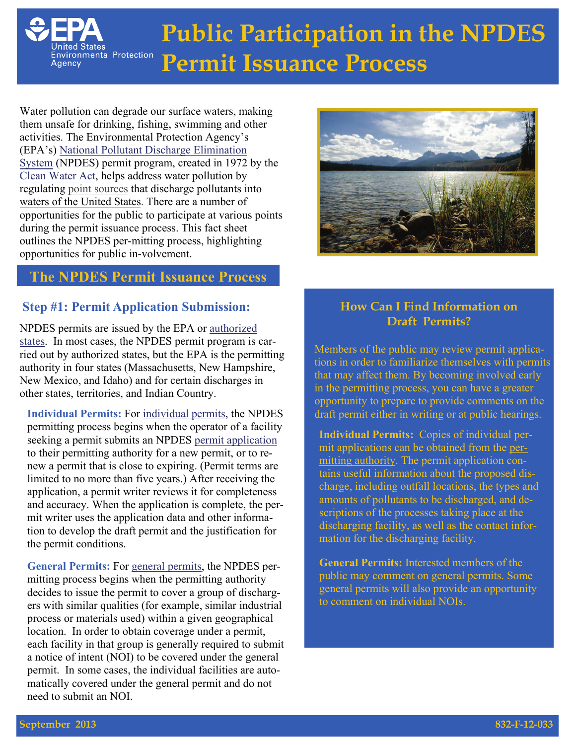# Public Participation in the NPDES Permit Issuance Process

Water pollution can degrade our surface waters, making them unsafe for drinking, fishing, swimming and other activities. The Environmental Protection Agency's (EPA's) National Pollutant Discharge Elimination System (NPDES) permit program, created in 1972 by the Clean Water Act, helps address water pollution by regulating point sources that discharge pollutants into waters of the United States. There are a number of opportunities for the public to participate at various points during the permit issuance process. This fact sheet outlines the NPDES per-mitting process, highlighting opportunities for public in-volvement.

## The NPDES Permit Issuance Process

### Step #1: Permit Application Submission:

NPDES permits are issued by the EPA or authorized states. In most cases, the NPDES permit program is carried out by authorized states, but the EPA is the permitting authority in four states (Massachusetts, New Hampshire, New Mexico, and Idaho) and for certain discharges in other states, territories, and Indian Country.

**Individual Permits:** For individual permits, the NPDES permitting process begins when the operator of a facility seeking a permit submits an NPDES permit application to their permitting authority for a new permit, or to renew a permit that is close to expiring. (Permit terms are limited to no more than five years.) After receiving the application, a permit writer reviews it for completeness and accuracy. When the application is complete, the permit writer uses the application data and other information to develop the draft permit and the justification for the permit conditions.

**General Permits:** For general permits, the NPDES permitting process begins when the permitting authority decides to issue the permit to cover a group of dischargers with similar qualities (for example, similar industrial process or materials used) within a given geographical location. In order to obtain coverage under a permit, each facility in that group is generally required to submit a notice of intent (NOI) to be covered under the general permit. In some cases, the individual facilities are automatically covered under the general permit and do not need to submit an NOI.

### How Can I Find Information on Draft Permits?

Members of the public may review permit applications in order to familiarize themselves with permits that may affect them. By becoming involved early in the permitting process, you can have a greater opportunity to prepare to provide comments on the draft permit either in writing or at public hearings.

**Individual Permits:** Copies of individual permit applications can be obtained from the permitting authority. The permit application contains useful information about the proposed discharge, including outfall locations, the types and amounts of pollutants to be discharged, and descriptions of the processes taking place at the discharging facility, as well as the contact information for the discharging facility.

**General Permits:** Interested members of the public may comment on general permits. Some general permits will also provide an opportunity to comment on individual NOIs.

September 2013 — 832-F-12-033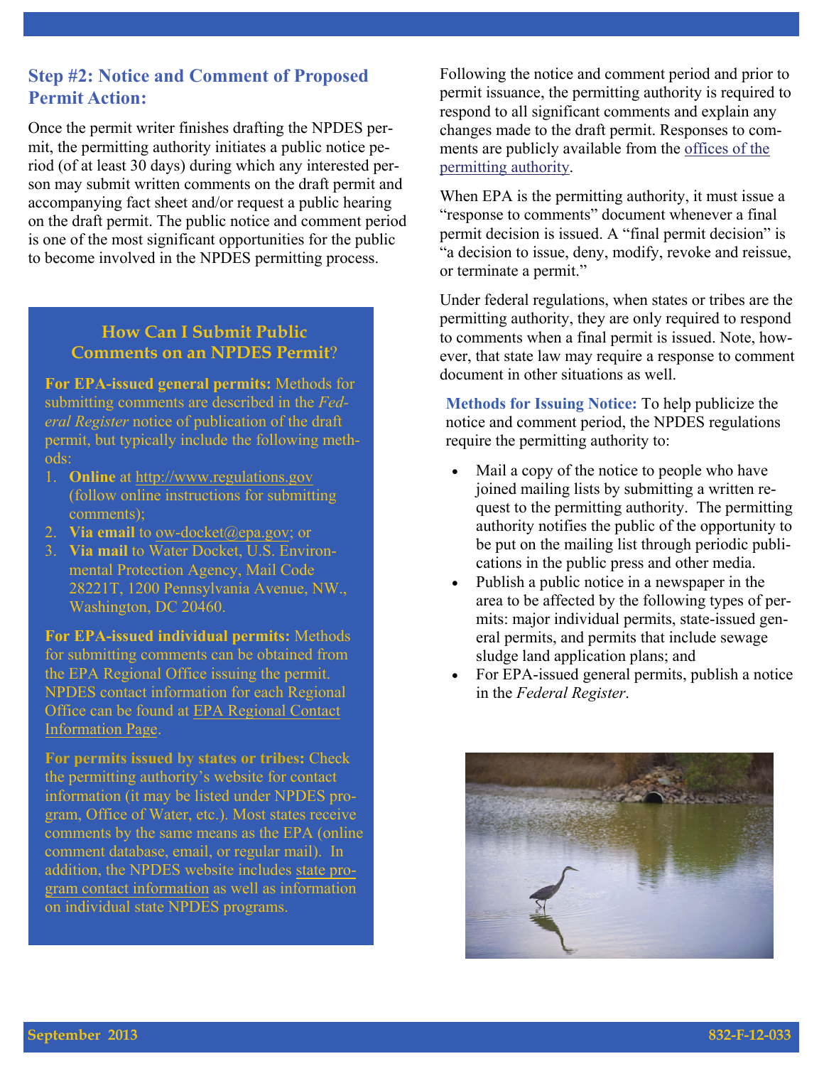## Step #2: Notice and Comment of Proposed Permit Action:

Once the permit writer finishes drafting the NPDES permit, the permitting authority initiates a public notice period (of at least 30 days) during which any interested person may submit written comments on the draft permit and accompanying fact sheet and/or request a public hearing on the draft permit. The public notice and comment period is one of the most significant opportunities for the public to become involved in the NPDES permitting process.

### How Can I Submit Public Comments on an NPDES Permit?

**For EPA-issued general permits:** Methods for submitting comments are described in the *Federal Register* notice of publication of the draft permit, but typically include the following methods:

1. **Online** at http://www.regulations.gov (follow online instructions for submitting comments);
2. **Via email** to ow-docket@epa.gov; or
3. **Via mail** to Water Docket, U.S. Environmental Protection Agency, Mail Code 28221T, 1200 Pennsylvania Avenue, NW., Washington, DC 20460.

**For EPA-issued individual permits:** Methods for submitting comments can be obtained from the EPA Regional Office issuing the permit. NPDES contact information for each Regional Office can be found at EPA Regional Contact Information Page.

**For permits issued by states or tribes:** Check the permitting authority's website for contact information (it may be listed under NPDES program, Office of Water, etc.). Most states receive comments by the same means as the EPA (online comment database, email, or regular mail). In addition, the NPDES website includes state program contact information as well as information on individual state NPDES programs.

Following the notice and comment period and prior to permit issuance, the permitting authority is required to respond to all significant comments and explain any changes made to the draft permit. Responses to comments are publicly available from the offices of the permitting authority.

When EPA is the permitting authority, it must issue a "response to comments" document whenever a final permit decision is issued. A "final permit decision" is "a decision to issue, deny, modify, revoke and reissue, or terminate a permit."

Under federal regulations, when states or tribes are the permitting authority, they are only required to respond to comments when a final permit is issued. Note, however, that state law may require a response to comment document in other situations as well.

**Methods for Issuing Notice:** To help publicize the notice and comment period, the NPDES regulations require the permitting authority to:

- Mail a copy of the notice to people who have joined mailing lists by submitting a written request to the permitting authority. The permitting authority notifies the public of the opportunity to be put on the mailing list through periodic publications in the public press and other media.
- Publish a public notice in a newspaper in the area to be affected by the following types of permits: major individual permits, state-issued general permits, and permits that include sewage sludge land application plans; and
- For EPA-issued general permits, publish a notice in the *Federal Register*.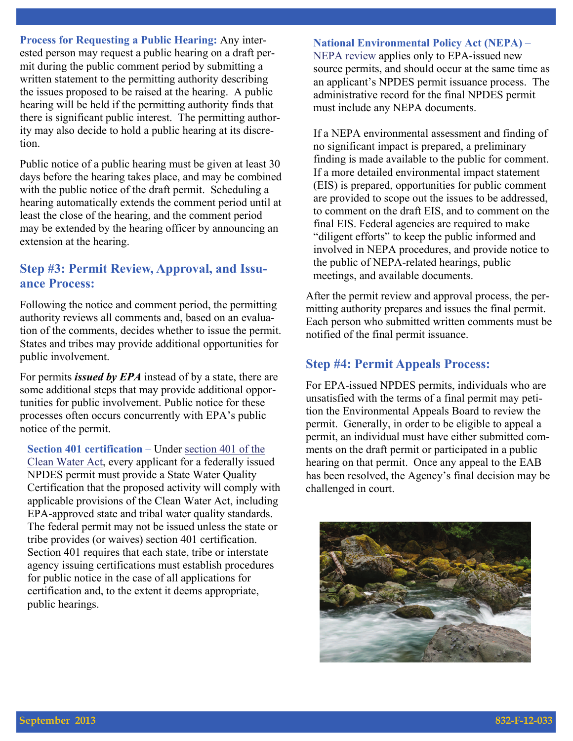**Process for Requesting a Public Hearing:** Any interested person may request a public hearing on a draft permit during the public comment period by submitting a written statement to the permitting authority describing the issues proposed to be raised at the hearing. A public hearing will be held if the permitting authority finds that there is significant public interest. The permitting authority may also decide to hold a public hearing at its discretion.

Public notice of a public hearing must be given at least 30 days before the hearing takes place, and may be combined with the public notice of the draft permit. Scheduling a hearing automatically extends the comment period until at least the close of the hearing, and the comment period may be extended by the hearing officer by announcing an extension at the hearing.

## Step #3: Permit Review, Approval, and Issuance Process:

Following the notice and comment period, the permitting authority reviews all comments and, based on an evaluation of the comments, decides whether to issue the permit. States and tribes may provide additional opportunities for public involvement.

For permits ***issued by EPA*** instead of by a state, there are some additional steps that may provide additional opportunities for public involvement. Public notice for these processes often occurs concurrently with EPA's public notice of the permit.

**Section 401 certification** – Under section 401 of the Clean Water Act, every applicant for a federally issued NPDES permit must provide a State Water Quality Certification that the proposed activity will comply with applicable provisions of the Clean Water Act, including EPA-approved state and tribal water quality standards. The federal permit may not be issued unless the state or tribe provides (or waives) section 401 certification. Section 401 requires that each state, tribe or interstate agency issuing certifications must establish procedures for public notice in the case of all applications for certification and, to the extent it deems appropriate, public hearings.

**National Environmental Policy Act (NEPA)** – NEPA review applies only to EPA-issued new source permits, and should occur at the same time as an applicant's NPDES permit issuance process. The administrative record for the final NPDES permit must include any NEPA documents.

If a NEPA environmental assessment and finding of no significant impact is prepared, a preliminary finding is made available to the public for comment. If a more detailed environmental impact statement (EIS) is prepared, opportunities for public comment are provided to scope out the issues to be addressed, to comment on the draft EIS, and to comment on the final EIS. Federal agencies are required to make "diligent efforts" to keep the public informed and involved in NEPA procedures, and provide notice to the public of NEPA-related hearings, public meetings, and available documents.

After the permit review and approval process, the permitting authority prepares and issues the final permit. Each person who submitted written comments must be notified of the final permit issuance.

## Step #4: Permit Appeals Process:

For EPA-issued NPDES permits, individuals who are unsatisfied with the terms of a final permit may petition the Environmental Appeals Board to review the permit. Generally, in order to be eligible to appeal a permit, an individual must have either submitted comments on the draft permit or participated in a public hearing on that permit. Once any appeal to the EAB has been resolved, the Agency's final decision may be challenged in court.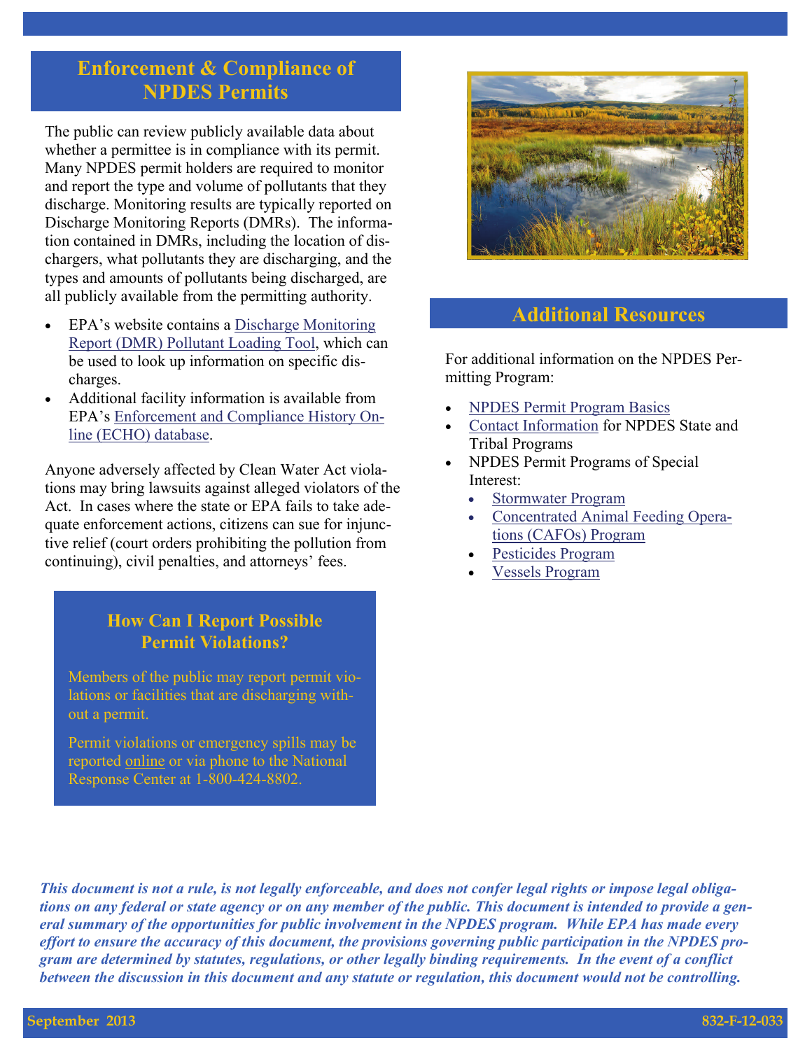## Enforcement & Compliance of NPDES Permits

The public can review publicly available data about whether a permittee is in compliance with its permit. Many NPDES permit holders are required to monitor and report the type and volume of pollutants that they discharge. Monitoring results are typically reported on Discharge Monitoring Reports (DMRs). The information contained in DMRs, including the location of dischargers, what pollutants they are discharging, and the types and amounts of pollutants being discharged, are all publicly available from the permitting authority.

- EPA's website contains a Discharge Monitoring Report (DMR) Pollutant Loading Tool, which can be used to look up information on specific discharges.
- Additional facility information is available from EPA's Enforcement and Compliance History Online (ECHO) database.

Anyone adversely affected by Clean Water Act violations may bring lawsuits against alleged violators of the Act. In cases where the state or EPA fails to take adequate enforcement actions, citizens can sue for injunctive relief (court orders prohibiting the pollution from continuing), civil penalties, and attorneys' fees.

### How Can I Report Possible Permit Violations?

Members of the public may report permit violations or facilities that are discharging without a permit.

Permit violations or emergency spills may be reported online or via phone to the National Response Center at 1-800-424-8802.

## Additional Resources

For additional information on the NPDES Permitting Program:

- NPDES Permit Program Basics
- Contact Information for NPDES State and Tribal Programs
- NPDES Permit Programs of Special Interest:
  - Stormwater Program
  - Concentrated Animal Feeding Operations (CAFOs) Program
  - Pesticides Program
  - Vessels Program

***This document is not a rule, is not legally enforceable, and does not confer legal rights or impose legal obligations on any federal or state agency or on any member of the public. This document is intended to provide a general summary of the opportunities for public involvement in the NPDES program. While EPA has made every effort to ensure the accuracy of this document, the provisions governing public participation in the NPDES program are determined by statutes, regulations, or other legally binding requirements. In the event of a conflict between the discussion in this document and any statute or regulation, this document would not be controlling.***

September 2013 832-F-12-033